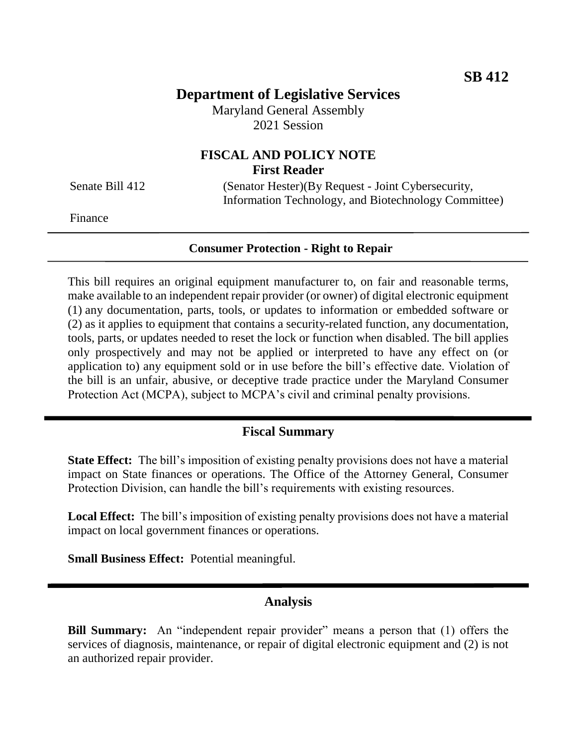**SB 412**

# Department of Legislative Services

Maryland General Assembly
2021 Session

## FISCAL AND POLICY NOTE
**First Reader**

Senate Bill 412 (Senator Hester)(By Request - Joint Cybersecurity, Information Technology, and Biotechnology Committee)

Finance

---

**Consumer Protection - Right to Repair**

---

This bill requires an original equipment manufacturer to, on fair and reasonable terms, make available to an independent repair provider (or owner) of digital electronic equipment (1) any documentation, parts, tools, or updates to information or embedded software or (2) as it applies to equipment that contains a security-related function, any documentation, tools, parts, or updates needed to reset the lock or function when disabled. The bill applies only prospectively and may not be applied or interpreted to have any effect on (or application to) any equipment sold or in use before the bill's effective date. Violation of the bill is an unfair, abusive, or deceptive trade practice under the Maryland Consumer Protection Act (MCPA), subject to MCPA's civil and criminal penalty provisions.

---

## Fiscal Summary

**State Effect:** The bill's imposition of existing penalty provisions does not have a material impact on State finances or operations. The Office of the Attorney General, Consumer Protection Division, can handle the bill's requirements with existing resources.

**Local Effect:** The bill's imposition of existing penalty provisions does not have a material impact on local government finances or operations.

**Small Business Effect:** Potential meaningful.

---

## Analysis

**Bill Summary:** An "independent repair provider" means a person that (1) offers the services of diagnosis, maintenance, or repair of digital electronic equipment and (2) is not an authorized repair provider.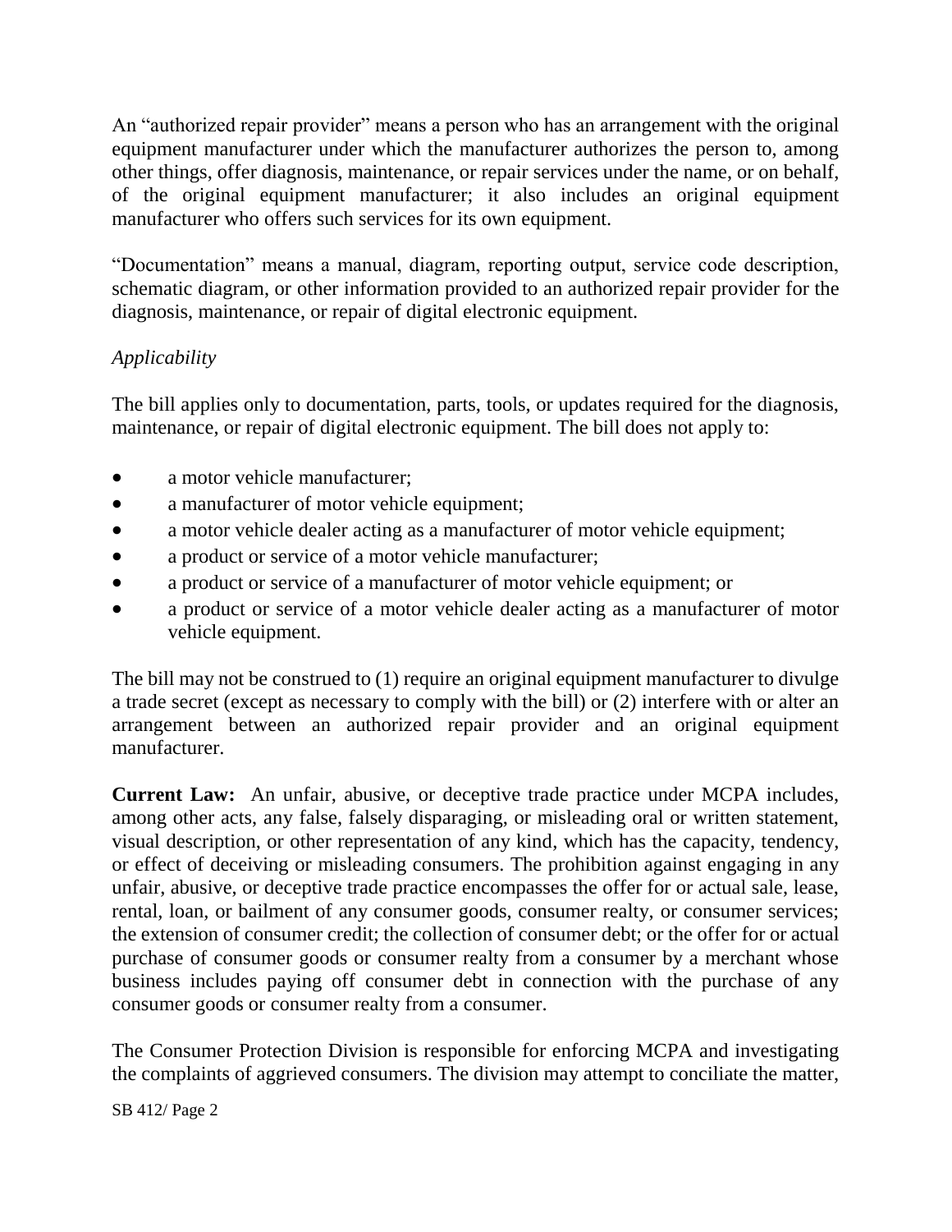An "authorized repair provider" means a person who has an arrangement with the original equipment manufacturer under which the manufacturer authorizes the person to, among other things, offer diagnosis, maintenance, or repair services under the name, or on behalf, of the original equipment manufacturer; it also includes an original equipment manufacturer who offers such services for its own equipment.

"Documentation" means a manual, diagram, reporting output, service code description, schematic diagram, or other information provided to an authorized repair provider for the diagnosis, maintenance, or repair of digital electronic equipment.

*Applicability*

The bill applies only to documentation, parts, tools, or updates required for the diagnosis, maintenance, or repair of digital electronic equipment. The bill does not apply to:

- a motor vehicle manufacturer;
- a manufacturer of motor vehicle equipment;
- a motor vehicle dealer acting as a manufacturer of motor vehicle equipment;
- a product or service of a motor vehicle manufacturer;
- a product or service of a manufacturer of motor vehicle equipment; or
- a product or service of a motor vehicle dealer acting as a manufacturer of motor vehicle equipment.

The bill may not be construed to (1) require an original equipment manufacturer to divulge a trade secret (except as necessary to comply with the bill) or (2) interfere with or alter an arrangement between an authorized repair provider and an original equipment manufacturer.

**Current Law:** An unfair, abusive, or deceptive trade practice under MCPA includes, among other acts, any false, falsely disparaging, or misleading oral or written statement, visual description, or other representation of any kind, which has the capacity, tendency, or effect of deceiving or misleading consumers. The prohibition against engaging in any unfair, abusive, or deceptive trade practice encompasses the offer for or actual sale, lease, rental, loan, or bailment of any consumer goods, consumer realty, or consumer services; the extension of consumer credit; the collection of consumer debt; or the offer for or actual purchase of consumer goods or consumer realty from a consumer by a merchant whose business includes paying off consumer debt in connection with the purchase of any consumer goods or consumer realty from a consumer.

The Consumer Protection Division is responsible for enforcing MCPA and investigating the complaints of aggrieved consumers. The division may attempt to conciliate the matter,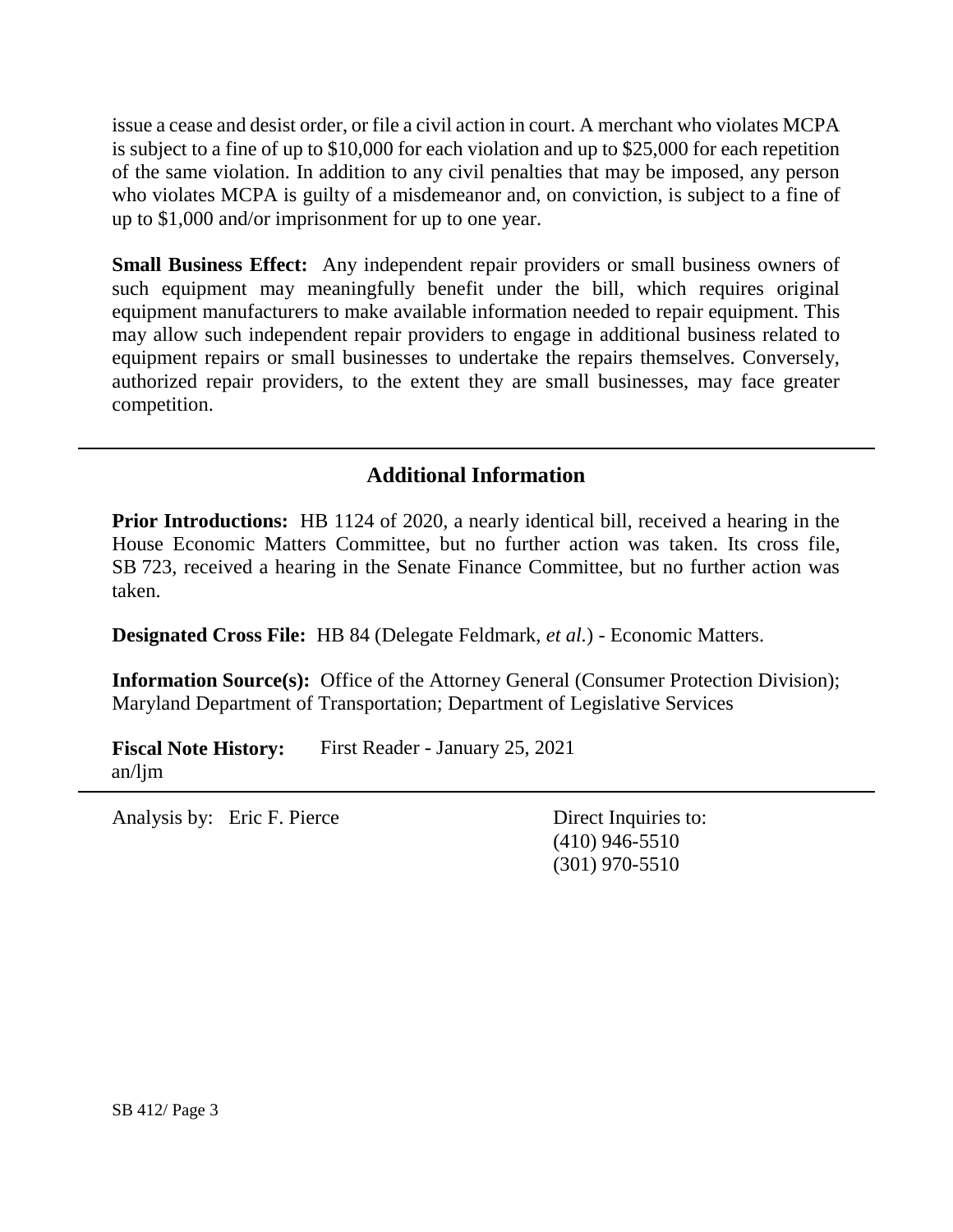issue a cease and desist order, or file a civil action in court. A merchant who violates MCPA is subject to a fine of up to $10,000 for each violation and up to $25,000 for each repetition of the same violation. In addition to any civil penalties that may be imposed, any person who violates MCPA is guilty of a misdemeanor and, on conviction, is subject to a fine of up to $1,000 and/or imprisonment for up to one year.

**Small Business Effect:** Any independent repair providers or small business owners of such equipment may meaningfully benefit under the bill, which requires original equipment manufacturers to make available information needed to repair equipment. This may allow such independent repair providers to engage in additional business related to equipment repairs or small businesses to undertake the repairs themselves. Conversely, authorized repair providers, to the extent they are small businesses, may face greater competition.

## Additional Information

**Prior Introductions:** HB 1124 of 2020, a nearly identical bill, received a hearing in the House Economic Matters Committee, but no further action was taken. Its cross file, SB 723, received a hearing in the Senate Finance Committee, but no further action was taken.

**Designated Cross File:** HB 84 (Delegate Feldmark, *et al.*) - Economic Matters.

**Information Source(s):** Office of the Attorney General (Consumer Protection Division); Maryland Department of Transportation; Department of Legislative Services

**Fiscal Note History:** First Reader - January 25, 2021
an/ljm

Analysis by: Eric F. Pierce

Direct Inquiries to:
(410) 946-5510
(301) 970-5510